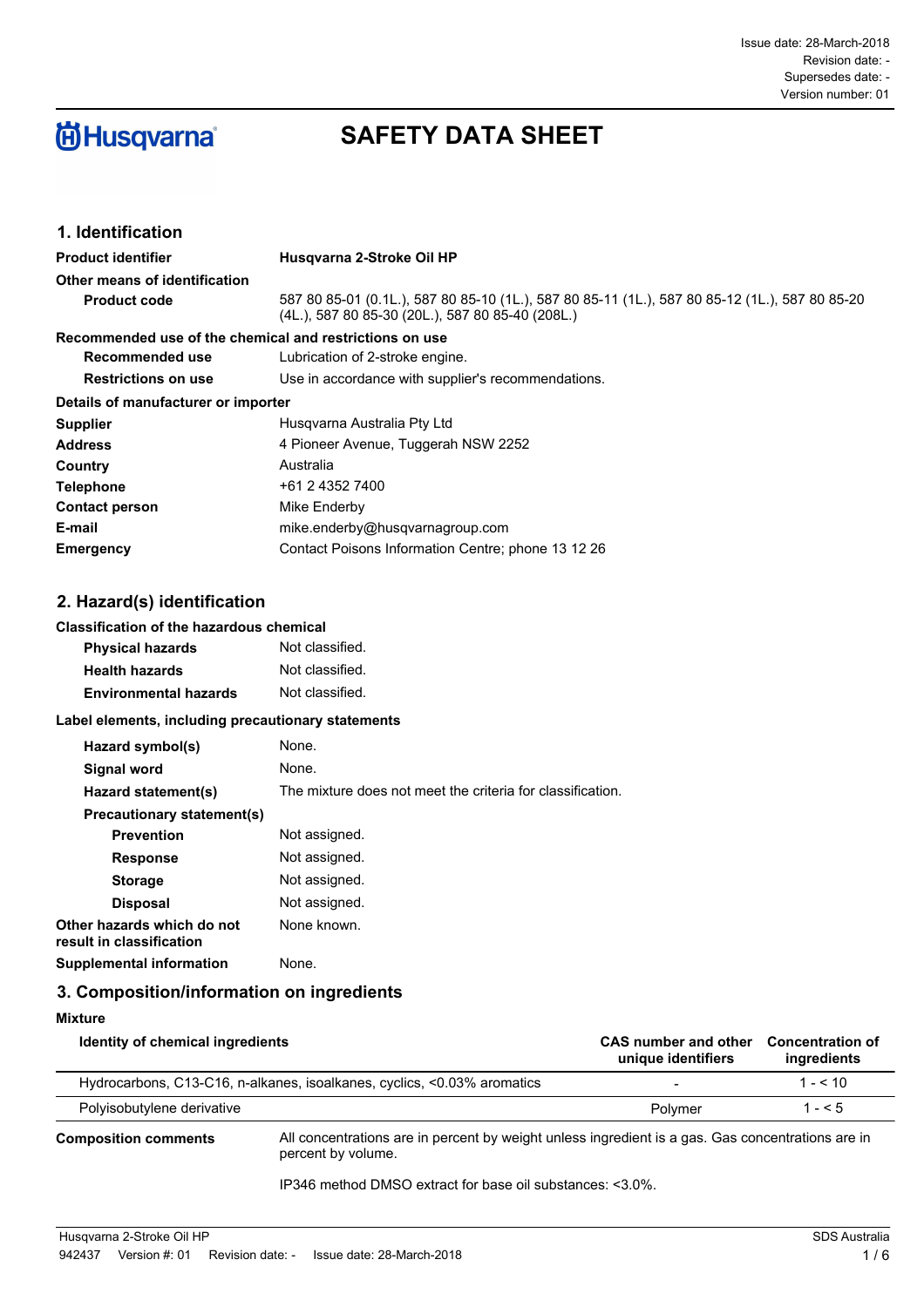Issue date: 28-March-2018
Revision date: -
Supersedes date: -
Version number: 01

Husqvarna

# SAFETY DATA SHEET

## 1. Identification

| | |
|---|---|
| **Product identifier** | **Husqvarna 2-Stroke Oil HP** |
| **Other means of identification** | |
| **Product code** | 587 80 85-01 (0.1L.), 587 80 85-10 (1L.), 587 80 85-11 (1L.), 587 80 85-12 (1L.), 587 80 85-20 (4L.), 587 80 85-30 (20L.), 587 80 85-40 (208L.) |
| **Recommended use of the chemical and restrictions on use** | |
| **Recommended use** | Lubrication of 2-stroke engine. |
| **Restrictions on use** | Use in accordance with supplier's recommendations. |
| **Details of manufacturer or importer** | |
| **Supplier** | Husqvarna Australia Pty Ltd |
| **Address** | 4 Pioneer Avenue, Tuggerah NSW 2252 |
| **Country** | Australia |
| **Telephone** | +61 2 4352 7400 |
| **Contact person** | Mike Enderby |
| **E-mail** | mike.enderby@husqvarnagroup.com |
| **Emergency** | Contact Poisons Information Centre; phone 13 12 26 |

## 2. Hazard(s) identification

**Classification of the hazardous chemical**

| | |
|---|---|
| **Physical hazards** | Not classified. |
| **Health hazards** | Not classified. |
| **Environmental hazards** | Not classified. |

**Label elements, including precautionary statements**

| | |
|---|---|
| **Hazard symbol(s)** | None. |
| **Signal word** | None. |
| **Hazard statement(s)** | The mixture does not meet the criteria for classification. |
| **Precautionary statement(s)** | |
| **Prevention** | Not assigned. |
| **Response** | Not assigned. |
| **Storage** | Not assigned. |
| **Disposal** | Not assigned. |
| **Other hazards which do not result in classification** | None known. |
| **Supplemental information** | None. |

## 3. Composition/information on ingredients

**Mixture**

| Identity of chemical ingredients | CAS number and other unique identifiers | Concentration of ingredients |
|---|---|---|
| Hydrocarbons, C13-C16, n-alkanes, isoalkanes, cyclics, <0.03% aromatics | - | 1 - < 10 |
| Polyisobutylene derivative | Polymer | 1 - < 5 |

**Composition comments** All concentrations are in percent by weight unless ingredient is a gas. Gas concentrations are in percent by volume.

IP346 method DMSO extract for base oil substances: <3.0%.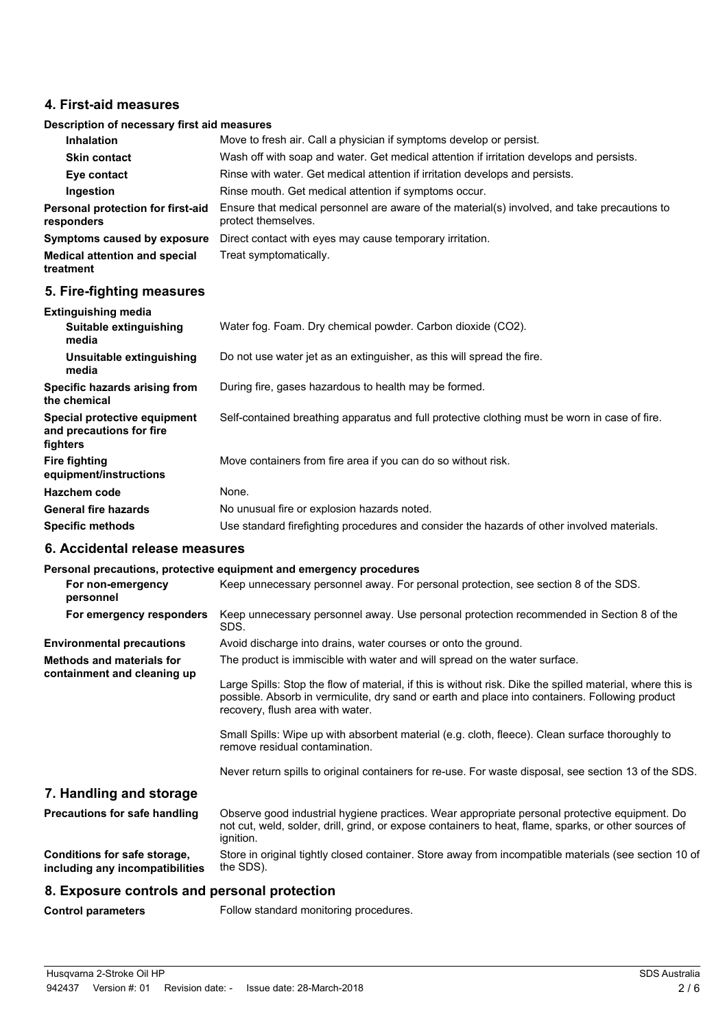## 4. First-aid measures

**Description of necessary first aid measures**

| | |
|---|---|
| **Inhalation** | Move to fresh air. Call a physician if symptoms develop or persist. |
| **Skin contact** | Wash off with soap and water. Get medical attention if irritation develops and persists. |
| **Eye contact** | Rinse with water. Get medical attention if irritation develops and persists. |
| **Ingestion** | Rinse mouth. Get medical attention if symptoms occur. |
| **Personal protection for first-aid responders** | Ensure that medical personnel are aware of the material(s) involved, and take precautions to protect themselves. |
| **Symptoms caused by exposure** | Direct contact with eyes may cause temporary irritation. |
| **Medical attention and special treatment** | Treat symptomatically. |

## 5. Fire-fighting measures

**Extinguishing media**

| | |
|---|---|
| **Suitable extinguishing media** | Water fog. Foam. Dry chemical powder. Carbon dioxide ($CO_2$). |
| **Unsuitable extinguishing media** | Do not use water jet as an extinguisher, as this will spread the fire. |
| **Specific hazards arising from the chemical** | During fire, gases hazardous to health may be formed. |
| **Special protective equipment and precautions for fire fighters** | Self-contained breathing apparatus and full protective clothing must be worn in case of fire. |
| **Fire fighting equipment/instructions** | Move containers from fire area if you can do so without risk. |
| **Hazchem code** | None. |
| **General fire hazards** | No unusual fire or explosion hazards noted. |
| **Specific methods** | Use standard firefighting procedures and consider the hazards of other involved materials. |

## 6. Accidental release measures

**Personal precautions, protective equipment and emergency procedures**

| | |
|---|---|
| **For non-emergency personnel** | Keep unnecessary personnel away. For personal protection, see section 8 of the SDS. |
| **For emergency responders** | Keep unnecessary personnel away. Use personal protection recommended in Section 8 of the SDS. |
| **Environmental precautions** | Avoid discharge into drains, water courses or onto the ground. |
| **Methods and materials for containment and cleaning up** | The product is immiscible with water and will spread on the water surface.<br><br>Large Spills: Stop the flow of material, if this is without risk. Dike the spilled material, where this is possible. Absorb in vermiculite, dry sand or earth and place into containers. Following product recovery, flush area with water.<br><br>Small Spills: Wipe up with absorbent material (e.g. cloth, fleece). Clean surface thoroughly to remove residual contamination.<br><br>Never return spills to original containers for re-use. For waste disposal, see section 13 of the SDS. |

## 7. Handling and storage

| | |
|---|---|
| **Precautions for safe handling** | Observe good industrial hygiene practices. Wear appropriate personal protective equipment. Do not cut, weld, solder, drill, grind, or expose containers to heat, flame, sparks, or other sources of ignition. |
| **Conditions for safe storage, including any incompatibilities** | Store in original tightly closed container. Store away from incompatible materials (see section 10 of the SDS). |

## 8. Exposure controls and personal protection

| | |
|---|---|
| **Control parameters** | Follow standard monitoring procedures. |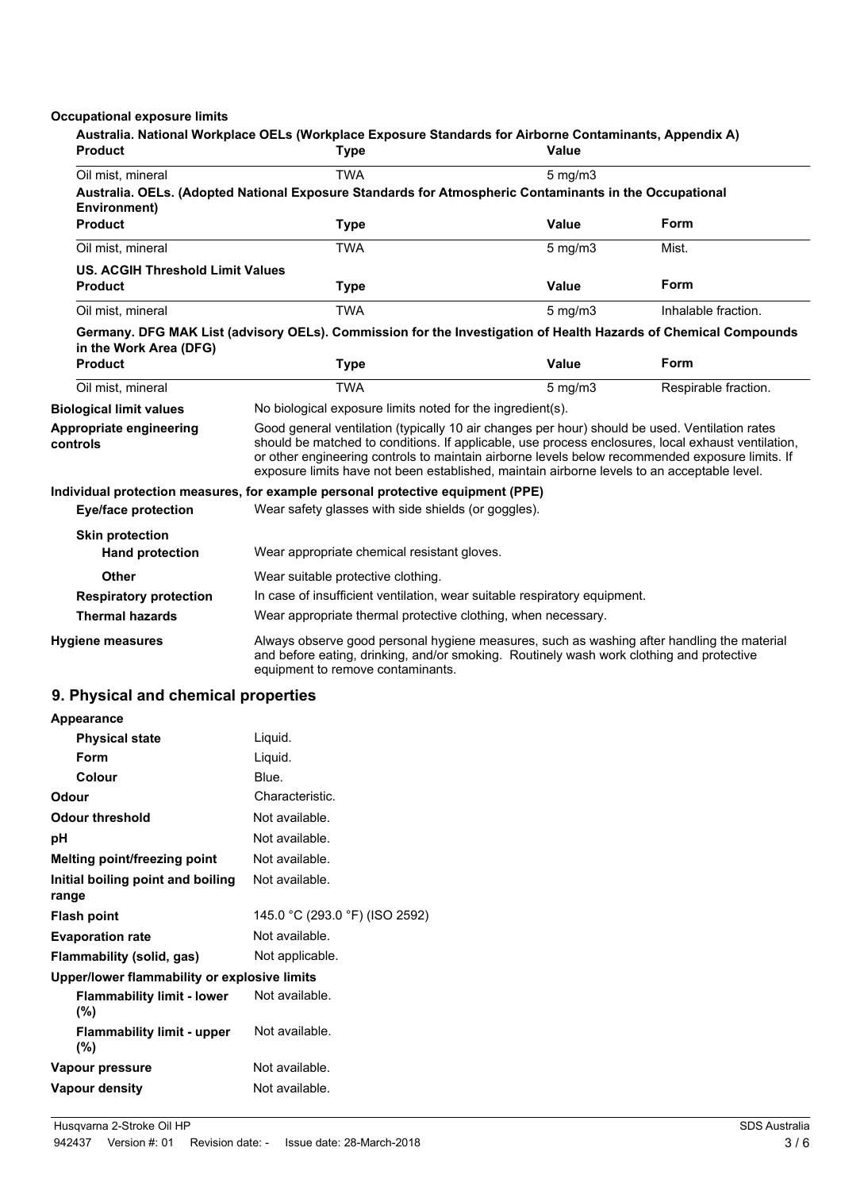**Occupational exposure limits**

**Australia. National Workplace OELs (Workplace Exposure Standards for Airborne Contaminants, Appendix A)**

| Product | Type | Value |
|---|---|---|
| Oil mist, mineral | TWA | 5 mg/m3 |

**Australia. OELs. (Adopted National Exposure Standards for Atmospheric Contaminants in the Occupational Environment)**

| Product | Type | Value | Form |
|---|---|---|---|
| Oil mist, mineral | TWA | 5 mg/m3 | Mist. |

**US. ACGIH Threshold Limit Values**

| Product | Type | Value | Form |
|---|---|---|---|
| Oil mist, mineral | TWA | 5 mg/m3 | Inhalable fraction. |

**Germany. DFG MAK List (advisory OELs). Commission for the Investigation of Health Hazards of Chemical Compounds in the Work Area (DFG)**

| Product | Type | Value | Form |
|---|---|---|---|
| Oil mist, mineral | TWA | 5 mg/m3 | Respirable fraction. |

**Biological limit values** No biological exposure limits noted for the ingredient(s).

**Appropriate engineering controls** Good general ventilation (typically 10 air changes per hour) should be used. Ventilation rates should be matched to conditions. If applicable, use process enclosures, local exhaust ventilation, or other engineering controls to maintain airborne levels below recommended exposure limits. If exposure limits have not been established, maintain airborne levels to an acceptable level.

**Individual protection measures, for example personal protective equipment (PPE)**

**Eye/face protection** Wear safety glasses with side shields (or goggles).

**Skin protection**

**Hand protection** Wear appropriate chemical resistant gloves.

**Other** Wear suitable protective clothing.

**Respiratory protection** In case of insufficient ventilation, wear suitable respiratory equipment.

**Thermal hazards** Wear appropriate thermal protective clothing, when necessary.

**Hygiene measures** Always observe good personal hygiene measures, such as washing after handling the material and before eating, drinking, and/or smoking. Routinely wash work clothing and protective equipment to remove contaminants.

## 9. Physical and chemical properties

**Appearance**

| | |
|---|---|
| **Physical state** | Liquid. |
| **Form** | Liquid. |
| **Colour** | Blue. |
| **Odour** | Characteristic. |
| **Odour threshold** | Not available. |
| **pH** | Not available. |
| **Melting point/freezing point** | Not available. |
| **Initial boiling point and boiling range** | Not available. |
| **Flash point** | 145.0 °C (293.0 °F) (ISO 2592) |
| **Evaporation rate** | Not available. |
| **Flammability (solid, gas)** | Not applicable. |
| **Upper/lower flammability or explosive limits** | |
| **Flammability limit - lower (%)** | Not available. |
| **Flammability limit - upper (%)** | Not available. |
| **Vapour pressure** | Not available. |
| **Vapour density** | Not available. |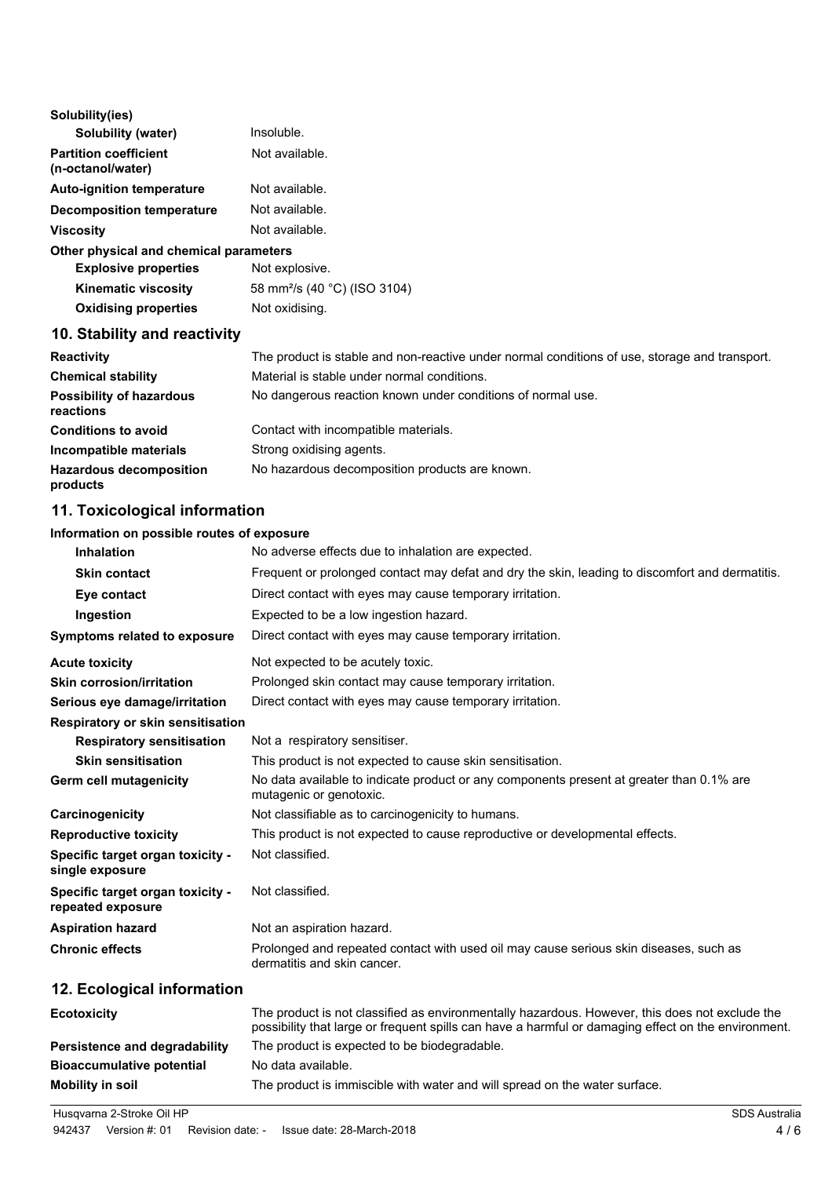**Solubility(ies)**

| | |
|---|---|
| **Solubility (water)** | Insoluble. |
| **Partition coefficient (n-octanol/water)** | Not available. |
| **Auto-ignition temperature** | Not available. |
| **Decomposition temperature** | Not available. |
| **Viscosity** | Not available. |

**Other physical and chemical parameters**

| | |
|---|---|
| **Explosive properties** | Not explosive. |
| **Kinematic viscosity** | 58 mm²/s (40 °C) (ISO 3104) |
| **Oxidising properties** | Not oxidising. |

## 10. Stability and reactivity

| | |
|---|---|
| **Reactivity** | The product is stable and non-reactive under normal conditions of use, storage and transport. |
| **Chemical stability** | Material is stable under normal conditions. |
| **Possibility of hazardous reactions** | No dangerous reaction known under conditions of normal use. |
| **Conditions to avoid** | Contact with incompatible materials. |
| **Incompatible materials** | Strong oxidising agents. |
| **Hazardous decomposition products** | No hazardous decomposition products are known. |

## 11. Toxicological information

**Information on possible routes of exposure**

| | |
|---|---|
| **Inhalation** | No adverse effects due to inhalation are expected. |
| **Skin contact** | Frequent or prolonged contact may defat and dry the skin, leading to discomfort and dermatitis. |
| **Eye contact** | Direct contact with eyes may cause temporary irritation. |
| **Ingestion** | Expected to be a low ingestion hazard. |
| **Symptoms related to exposure** | Direct contact with eyes may cause temporary irritation. |
| **Acute toxicity** | Not expected to be acutely toxic. |
| **Skin corrosion/irritation** | Prolonged skin contact may cause temporary irritation. |
| **Serious eye damage/irritation** | Direct contact with eyes may cause temporary irritation. |

**Respiratory or skin sensitisation**

| | |
|---|---|
| **Respiratory sensitisation** | Not a respiratory sensitiser. |
| **Skin sensitisation** | This product is not expected to cause skin sensitisation. |
| **Germ cell mutagenicity** | No data available to indicate product or any components present at greater than 0.1% are mutagenic or genotoxic. |
| **Carcinogenicity** | Not classifiable as to carcinogenicity to humans. |
| **Reproductive toxicity** | This product is not expected to cause reproductive or developmental effects. |
| **Specific target organ toxicity - single exposure** | Not classified. |
| **Specific target organ toxicity - repeated exposure** | Not classified. |
| **Aspiration hazard** | Not an aspiration hazard. |
| **Chronic effects** | Prolonged and repeated contact with used oil may cause serious skin diseases, such as dermatitis and skin cancer. |

## 12. Ecological information

| | |
|---|---|
| **Ecotoxicity** | The product is not classified as environmentally hazardous. However, this does not exclude the possibility that large or frequent spills can have a harmful or damaging effect on the environment. |
| **Persistence and degradability** | The product is expected to be biodegradable. |
| **Bioaccumulative potential** | No data available. |
| **Mobility in soil** | The product is immiscible with water and will spread on the water surface. |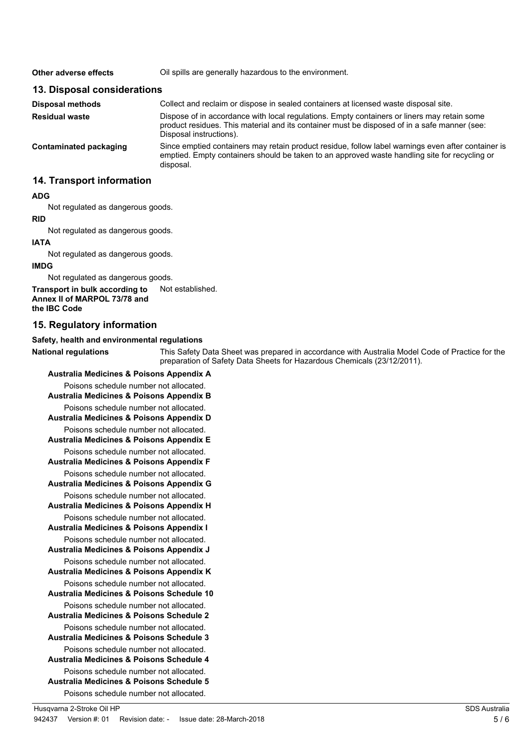**Other adverse effects** Oil spills are generally hazardous to the environment.

## 13. Disposal considerations

| | |
|---|---|
| **Disposal methods** | Collect and reclaim or dispose in sealed containers at licensed waste disposal site. |
| **Residual waste** | Dispose of in accordance with local regulations. Empty containers or liners may retain some product residues. This material and its container must be disposed of in a safe manner (see: Disposal instructions). |
| **Contaminated packaging** | Since emptied containers may retain product residue, follow label warnings even after container is emptied. Empty containers should be taken to an approved waste handling site for recycling or disposal. |

## 14. Transport information

**ADG**

Not regulated as dangerous goods.

**RID**

Not regulated as dangerous goods.

**IATA**

Not regulated as dangerous goods.

**IMDG**

Not regulated as dangerous goods.

**Transport in bulk according to Annex II of MARPOL 73/78 and the IBC Code** Not established.

## 15. Regulatory information

**Safety, health and environmental regulations**

**National regulations** This Safety Data Sheet was prepared in accordance with Australia Model Code of Practice for the preparation of Safety Data Sheets for Hazardous Chemicals (23/12/2011).

**Australia Medicines & Poisons Appendix A**

Poisons schedule number not allocated.

**Australia Medicines & Poisons Appendix B**

Poisons schedule number not allocated.

**Australia Medicines & Poisons Appendix D**

Poisons schedule number not allocated.

**Australia Medicines & Poisons Appendix E**

Poisons schedule number not allocated.

**Australia Medicines & Poisons Appendix F**

Poisons schedule number not allocated.

**Australia Medicines & Poisons Appendix G**

Poisons schedule number not allocated.

**Australia Medicines & Poisons Appendix H**

Poisons schedule number not allocated.

**Australia Medicines & Poisons Appendix I**

Poisons schedule number not allocated.

**Australia Medicines & Poisons Appendix J**

Poisons schedule number not allocated.

**Australia Medicines & Poisons Appendix K**

Poisons schedule number not allocated.

**Australia Medicines & Poisons Schedule 10**

Poisons schedule number not allocated.

**Australia Medicines & Poisons Schedule 2**

Poisons schedule number not allocated.

**Australia Medicines & Poisons Schedule 3**

Poisons schedule number not allocated.

**Australia Medicines & Poisons Schedule 4**

Poisons schedule number not allocated.

**Australia Medicines & Poisons Schedule 5**

Poisons schedule number not allocated.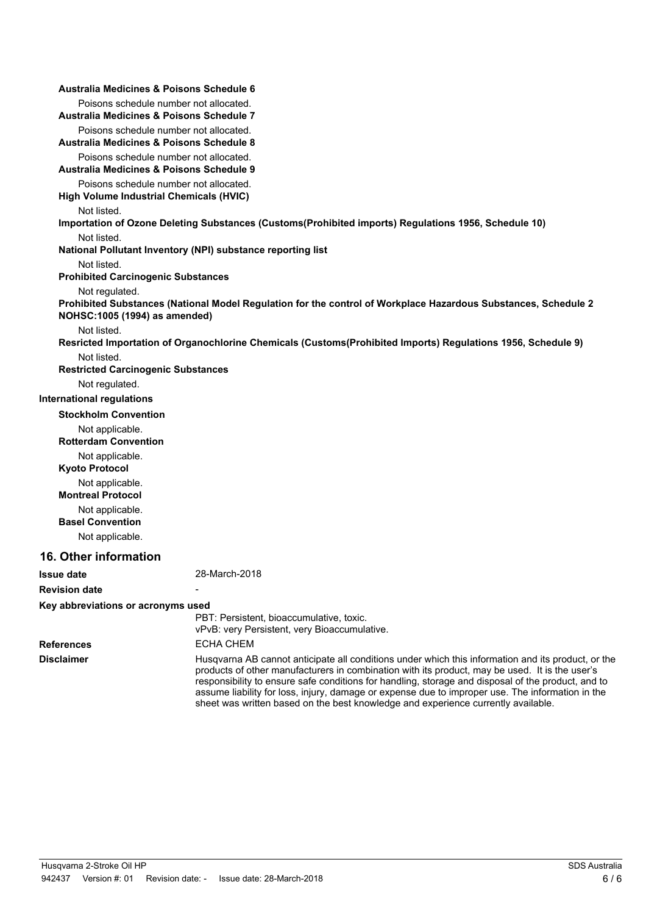**Australia Medicines & Poisons Schedule 6**

Poisons schedule number not allocated.

**Australia Medicines & Poisons Schedule 7**

Poisons schedule number not allocated.

**Australia Medicines & Poisons Schedule 8**

Poisons schedule number not allocated.

**Australia Medicines & Poisons Schedule 9**

Poisons schedule number not allocated.

**High Volume Industrial Chemicals (HVIC)**

Not listed.

**Importation of Ozone Deleting Substances (Customs(Prohibited imports) Regulations 1956, Schedule 10)**

Not listed.

**National Pollutant Inventory (NPI) substance reporting list**

Not listed.

**Prohibited Carcinogenic Substances**

Not regulated.

**Prohibited Substances (National Model Regulation for the control of Workplace Hazardous Substances, Schedule 2 NOHSC:1005 (1994) as amended)**

Not listed.

**Resricted Importation of Organochlorine Chemicals (Customs(Prohibited Imports) Regulations 1956, Schedule 9)**

Not listed.

**Restricted Carcinogenic Substances**

Not regulated.

**International regulations**

**Stockholm Convention**

Not applicable.

**Rotterdam Convention**

Not applicable.

**Kyoto Protocol**

Not applicable.

**Montreal Protocol**

Not applicable.

**Basel Convention**

Not applicable.

## 16. Other information

**Issue date** 28-March-2018

**Revision date** -

**Key abbreviations or acronyms used**

PBT: Persistent, bioaccumulative, toxic.
vPvB: very Persistent, very Bioaccumulative.

**References** ECHA CHEM

**Disclaimer** Husqvarna AB cannot anticipate all conditions under which this information and its product, or the products of other manufacturers in combination with its product, may be used. It is the user's responsibility to ensure safe conditions for handling, storage and disposal of the product, and to assume liability for loss, injury, damage or expense due to improper use. The information in the sheet was written based on the best knowledge and experience currently available.